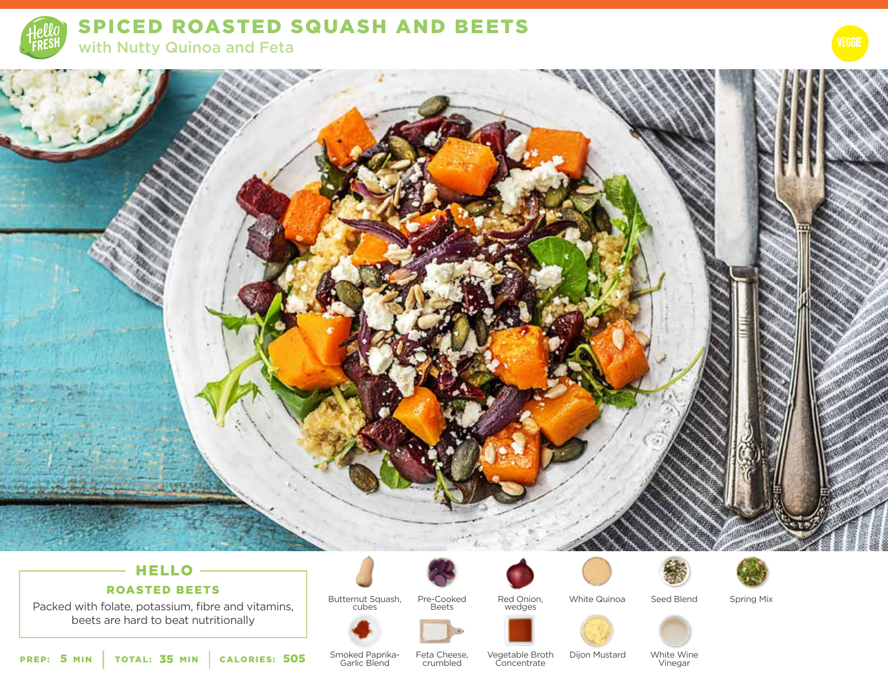# SPICED ROASTED SQUASH AND BEETS

## with Nutty Quinoa and Feta

VEGGIE

## HELLO

### ROASTED BEETS

Packed with folate, potassium, fibre and vitamins, beets are hard to beat nutritionally

**PREP:** 5 MIN | **TOTAL:** 35 MIN | **CALORIES:** 505

- Butternut Squash, cubes
- Pre-Cooked Beets
- Red Onion, wedges
- White Quinoa
- Seed Blend
- Spring Mix
- Smoked Paprika-Garlic Blend
- Feta Cheese, crumbled
- Vegetable Broth Concentrate
- Dijon Mustard
- White Wine Vinegar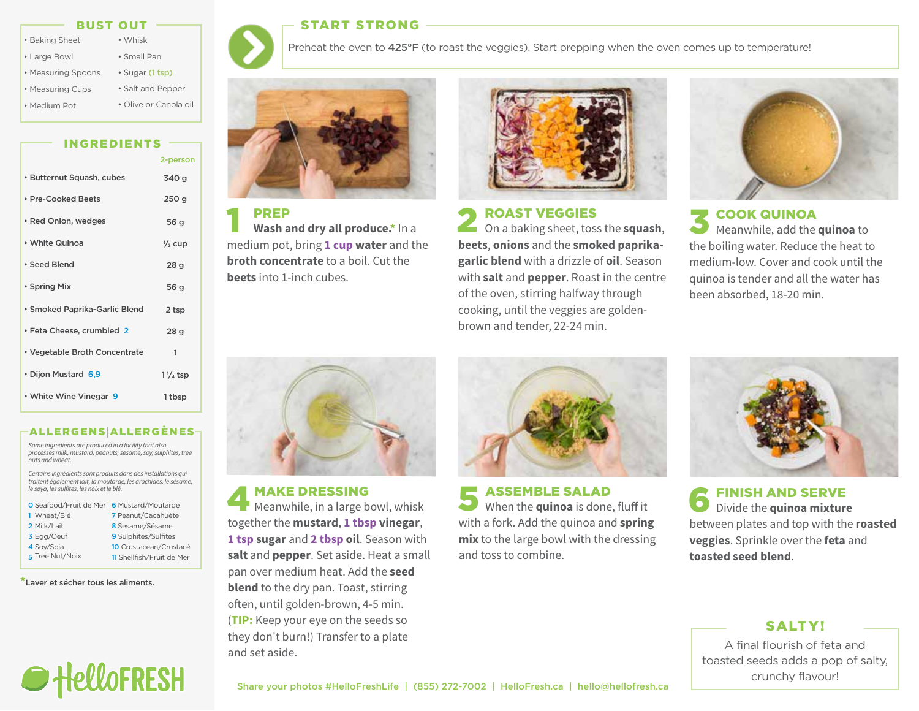## BUST OUT

- Baking Sheet
- Large Bowl
- Measuring Spoons
- Measuring Cups
- Medium Pot
- Whisk
- Small Pan
- Sugar (1 tsp)
- Salt and Pepper
- Olive or Canola oil

## INGREDIENTS

| | 2-person |
|---|---|
| • Butternut Squash, cubes | 340 g |
| • Pre-Cooked Beets | 250 g |
| • Red Onion, wedges | 56 g |
| • White Quinoa | ½ cup |
| • Seed Blend | 28 g |
| • Spring Mix | 56 g |
| • Smoked Paprika-Garlic Blend | 2 tsp |
| • Feta Cheese, crumbled 2 | 28 g |
| • Vegetable Broth Concentrate | 1 |
| • Dijon Mustard 6,9 | 1 ¼ tsp |
| • White Wine Vinegar 9 | 1 tbsp |

## ALLERGENS | ALLERGÈNES

*Some ingredients are produced in a facility that also processes milk, mustard, peanuts, sesame, soy, sulphites, tree nuts and wheat.*

*Certains ingrédients sont produits dans des installations qui traitent également lait, la moutarde, les arachides, le sésame, le soya, les sulfites, les noix et le blé.*

- 0 Seafood/Fruit de Mer
- 1 Wheat/Blé
- 2 Milk/Lait
- 3 Egg/Oeuf
- 4 Soy/Soja
- 5 Tree Nut/Noix
- 6 Mustard/Moutarde
- 7 Peanut/Cacahuète
- 8 Sesame/Sésame
- 9 Sulphites/Sulfites
- 10 Crustacean/Crustacé
- 11 Shellfish/Fruit de Mer

*Laver et sécher tous les aliments.

HelloFRESH

## START STRONG

Preheat the oven to **425°F** (to roast the veggies). Start prepping when the oven comes up to temperature!

## 1 PREP

**Wash and dry all produce.*** In a medium pot, bring **1 cup water** and the **broth concentrate** to a boil. Cut the **beets** into 1-inch cubes.

## 2 ROAST VEGGIES

On a baking sheet, toss the **squash**, **beets**, **onions** and the **smoked paprika-garlic blend** with a drizzle of **oil**. Season with **salt** and **pepper**. Roast in the centre of the oven, stirring halfway through cooking, until the veggies are golden-brown and tender, 22-24 min.

## 3 COOK QUINOA

Meanwhile, add the **quinoa** to the boiling water. Reduce the heat to medium-low. Cover and cook until the quinoa is tender and all the water has been absorbed, 18-20 min.

## 4 MAKE DRESSING

Meanwhile, in a large bowl, whisk together the **mustard**, **1 tbsp vinegar**, **1 tsp sugar** and **2 tbsp oil**. Season with **salt** and **pepper**. Set aside. Heat a small pan over medium heat. Add the **seed blend** to the dry pan. Toast, stirring often, until golden-brown, 4-5 min. (**TIP:** Keep your eye on the seeds so they don't burn!) Transfer to a plate and set aside.

## 5 ASSEMBLE SALAD

When the **quinoa** is done, fluff it with a fork. Add the quinoa and **spring mix** to the large bowl with the dressing and toss to combine.

## 6 FINISH AND SERVE

Divide the **quinoa mixture** between plates and top with the **roasted veggies**. Sprinkle over the **feta** and **toasted seed blend**.

## SALTY!

A final flourish of feta and toasted seeds adds a pop of salty, crunchy flavour!

Share your photos #HelloFreshLife | (855) 272-7002 | HelloFresh.ca | hello@hellofresh.ca